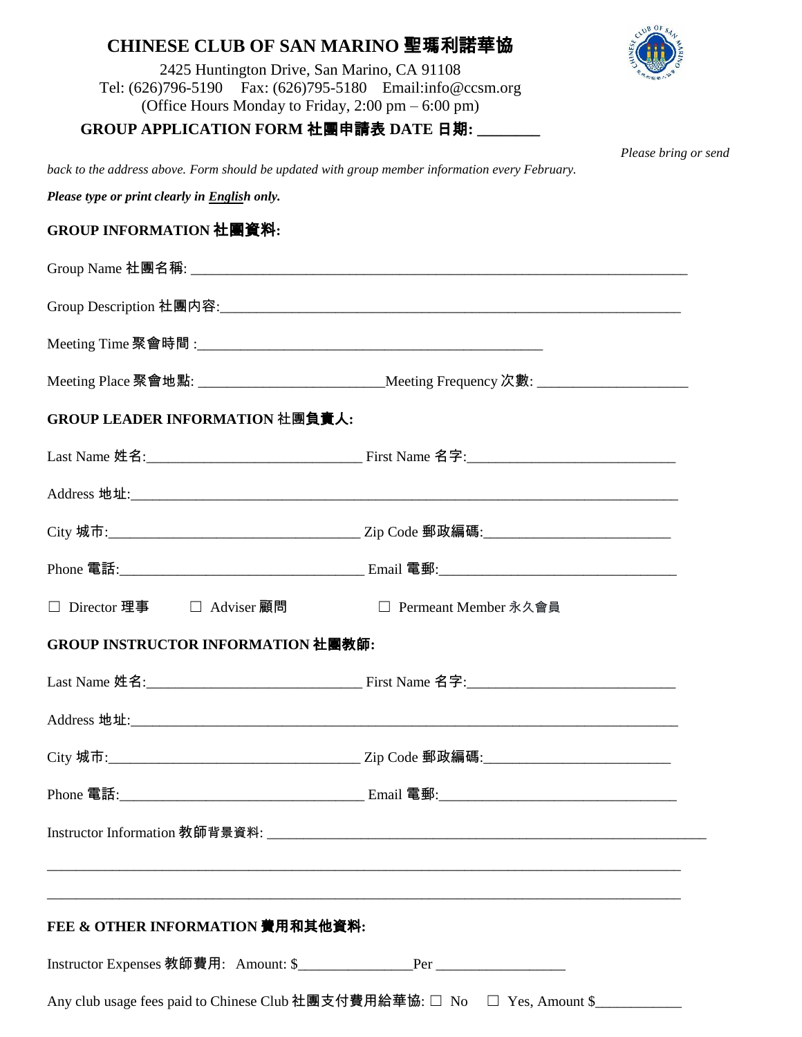# CHINESE CLUB OF SAN MARINO 聖瑪利諾華協

2425 Huntington Drive, San Marino, CA 91108
Tel: (626)796-5190 Fax: (626)795-5180 Email:info@ccsm.org
(Office Hours Monday to Friday, 2:00 pm – 6:00 pm)

## GROUP APPLICATION FORM 社團申請表 DATE 日期: ________

*Please bring or send back to the address above. Form should be updated with group member information every February.*

***Please type or print clearly in English only.***

### GROUP INFORMATION 社團資料:

Group Name 社團名稱: ______________________________________________________________________

Group Description 社團内容:________________________________________________________________

Meeting Time 聚會時間 :_______________________________________________

Meeting Place 聚會地點: __________________________Meeting Frequency 次數: _____________________

### GROUP LEADER INFORMATION 社團負責人:

Last Name 姓名:______________________________ First Name 名字:____________________________

Address 地址:_____________________________________________________________________________

City 城市:___________________________________ Zip Code 郵政編碼:_________________________

Phone 電話:__________________________________ Email 電郵:_________________________________

☐ Director 理事 ☐ Adviser 顧問 ☐ Permeant Member 永久會員

### GROUP INSTRUCTOR INFORMATION 社團教師:

Last Name 姓名:______________________________ First Name 名字:____________________________

Address 地址:_____________________________________________________________________________

City 城市:___________________________________ Zip Code 郵政編碼:_________________________

Phone 電話:__________________________________ Email 電郵:_________________________________

Instructor Information 教師背景資料: ____________________________________________________________

_________________________________________________________________________________________

_________________________________________________________________________________________

### FEE & OTHER INFORMATION 費用和其他資料:

Instructor Expenses 教師費用: Amount: $________________Per __________________

Any club usage fees paid to Chinese Club 社團支付費用給華協: ☐ No ☐ Yes, Amount $____________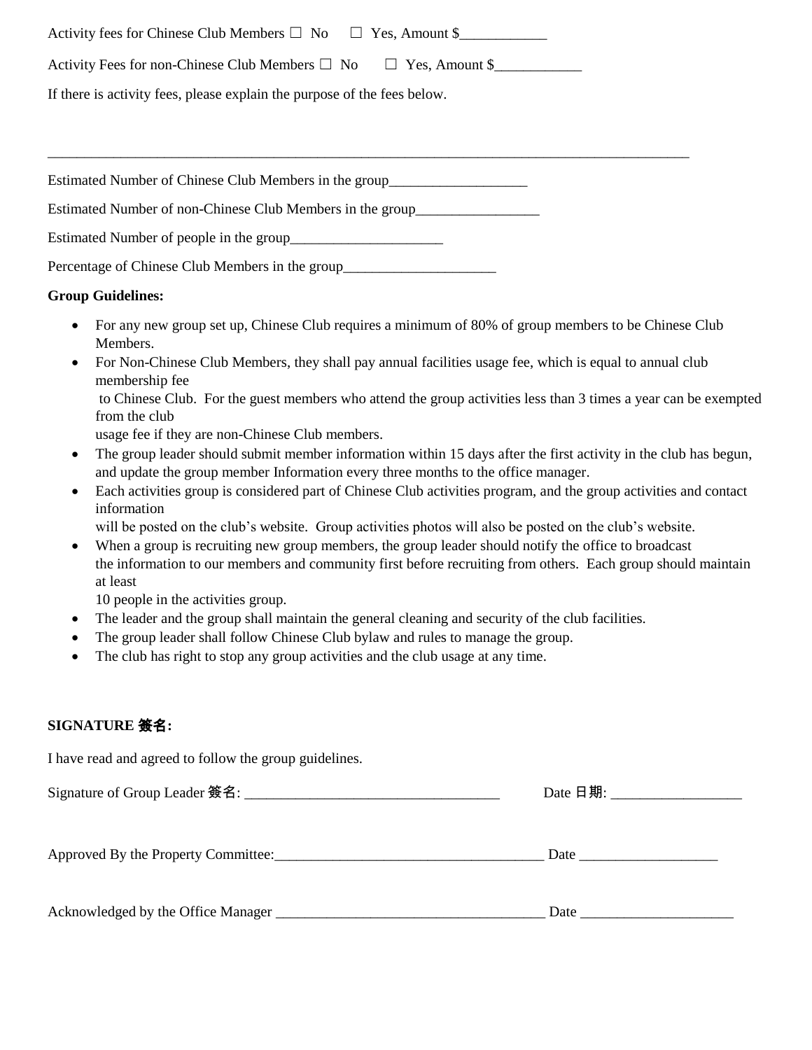Activity fees for Chinese Club Members ☐ No ☐ Yes, Amount $____________

Activity Fees for non-Chinese Club Members ☐ No ☐ Yes, Amount $____________

If there is activity fees, please explain the purpose of the fees below.

___________________________________________________________________________________________

Estimated Number of Chinese Club Members in the group___________________

Estimated Number of non-Chinese Club Members in the group_________________

Estimated Number of people in the group_____________________

Percentage of Chinese Club Members in the group_____________________

**Group Guidelines:**

- For any new group set up, Chinese Club requires a minimum of 80% of group members to be Chinese Club Members.
- For Non-Chinese Club Members, they shall pay annual facilities usage fee, which is equal to annual club membership fee to Chinese Club. For the guest members who attend the group activities less than 3 times a year can be exempted from the club usage fee if they are non-Chinese Club members.
- The group leader should submit member information within 15 days after the first activity in the club has begun, and update the group member Information every three months to the office manager.
- Each activities group is considered part of Chinese Club activities program, and the group activities and contact information will be posted on the club's website. Group activities photos will also be posted on the club's website.
- When a group is recruiting new group members, the group leader should notify the office to broadcast the information to our members and community first before recruiting from others. Each group should maintain at least 10 people in the activities group.
- The leader and the group shall maintain the general cleaning and security of the club facilities.
- The group leader shall follow Chinese Club bylaw and rules to manage the group.
- The club has right to stop any group activities and the club usage at any time.

**SIGNATURE 簽名:**

I have read and agreed to follow the group guidelines.

Signature of Group Leader 簽名: ___________________________________ Date 日期: __________________

Approved By the Property Committee:_____________________________________ Date ___________________

Acknowledged by the Office Manager _____________________________________ Date _____________________